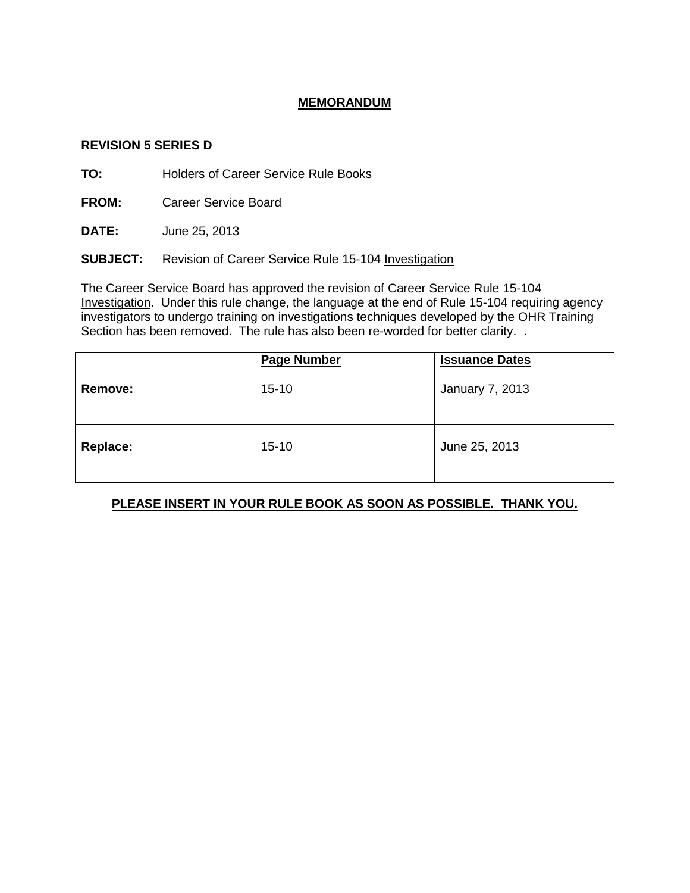# MEMORANDUM

**REVISION 5 SERIES D**

**TO:** Holders of Career Service Rule Books

**FROM:** Career Service Board

**DATE:** June 25, 2013

**SUBJECT:** Revision of Career Service Rule 15-104 Investigation

The Career Service Board has approved the revision of Career Service Rule 15-104 Investigation. Under this rule change, the language at the end of Rule 15-104 requiring agency investigators to undergo training on investigations techniques developed by the OHR Training Section has been removed. The rule has also been re-worded for better clarity. .

| | Page Number | Issuance Dates |
|---|---|---|
| **Remove:** | 15-10 | January 7, 2013 |
| **Replace:** | 15-10 | June 25, 2013 |

**PLEASE INSERT IN YOUR RULE BOOK AS SOON AS POSSIBLE. THANK YOU.**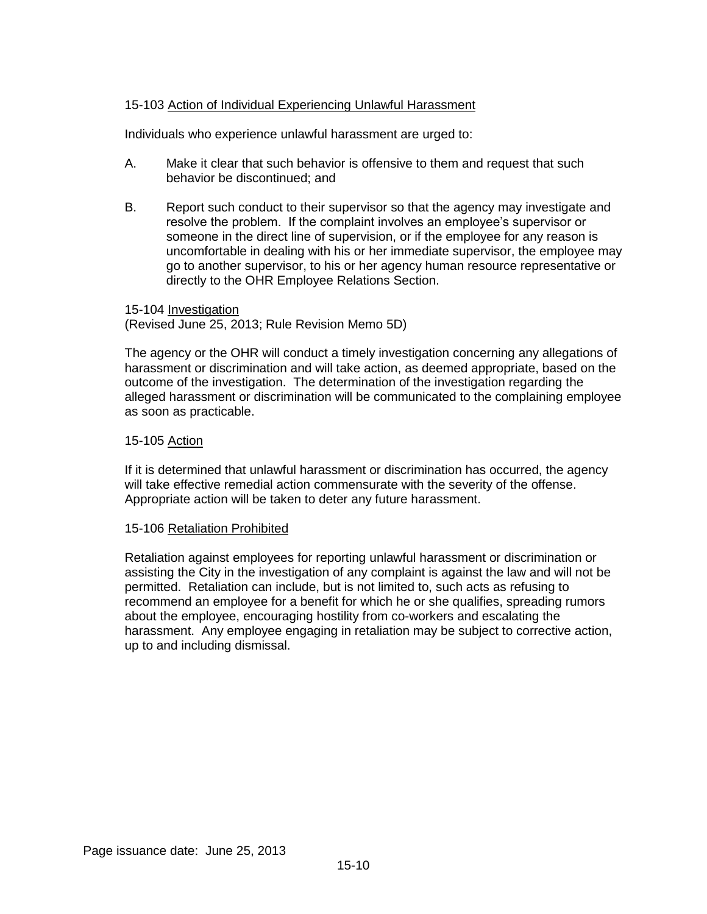15-103 Action of Individual Experiencing Unlawful Harassment

Individuals who experience unlawful harassment are urged to:

A. Make it clear that such behavior is offensive to them and request that such behavior be discontinued; and

B. Report such conduct to their supervisor so that the agency may investigate and resolve the problem. If the complaint involves an employee's supervisor or someone in the direct line of supervision, or if the employee for any reason is uncomfortable in dealing with his or her immediate supervisor, the employee may go to another supervisor, to his or her agency human resource representative or directly to the OHR Employee Relations Section.

15-104 Investigation
(Revised June 25, 2013; Rule Revision Memo 5D)

The agency or the OHR will conduct a timely investigation concerning any allegations of harassment or discrimination and will take action, as deemed appropriate, based on the outcome of the investigation. The determination of the investigation regarding the alleged harassment or discrimination will be communicated to the complaining employee as soon as practicable.

15-105 Action

If it is determined that unlawful harassment or discrimination has occurred, the agency will take effective remedial action commensurate with the severity of the offense. Appropriate action will be taken to deter any future harassment.

15-106 Retaliation Prohibited

Retaliation against employees for reporting unlawful harassment or discrimination or assisting the City in the investigation of any complaint is against the law and will not be permitted. Retaliation can include, but is not limited to, such acts as refusing to recommend an employee for a benefit for which he or she qualifies, spreading rumors about the employee, encouraging hostility from co-workers and escalating the harassment. Any employee engaging in retaliation may be subject to corrective action, up to and including dismissal.

Page issuance date: June 25, 2013